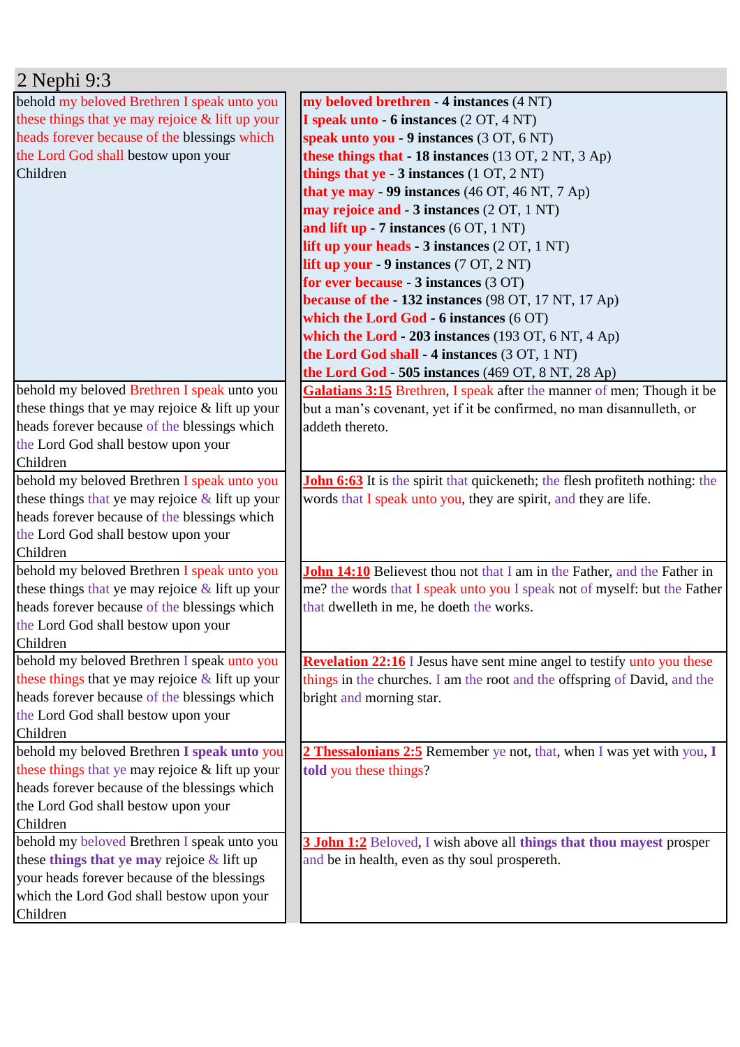# 2 Nephi 9:3

| | |
|---|---|
| behold my beloved Brethren I speak unto you these things that ye may rejoice & lift up your heads forever because of the blessings which the Lord God shall bestow upon your Children | **my beloved brethren - 4 instances** (4 NT)<br>**I speak unto - 6 instances** (2 OT, 4 NT)<br>**speak unto you - 9 instances** (3 OT, 6 NT)<br>**these things that - 18 instances** (13 OT, 2 NT, 3 Ap)<br>**things that ye - 3 instances** (1 OT, 2 NT)<br>**that ye may - 99 instances** (46 OT, 46 NT, 7 Ap)<br>**may rejoice and - 3 instances** (2 OT, 1 NT)<br>**and lift up - 7 instances** (6 OT, 1 NT)<br>**lift up your heads - 3 instances** (2 OT, 1 NT)<br>**lift up your - 9 instances** (7 OT, 2 NT)<br>**for ever because - 3 instances** (3 OT)<br>**because of the - 132 instances** (98 OT, 17 NT, 17 Ap)<br>**which the Lord God - 6 instances** (6 OT)<br>**which the Lord - 203 instances** (193 OT, 6 NT, 4 Ap)<br>**the Lord God shall - 4 instances** (3 OT, 1 NT)<br>**the Lord God - 505 instances** (469 OT, 8 NT, 28 Ap) |
| behold my beloved Brethren I speak unto you these things that ye may rejoice & lift up your heads forever because of the blessings which the Lord God shall bestow upon your Children | **Galatians 3:15** Brethren, I speak after the manner of men; Though it be but a man's covenant, yet if it be confirmed, no man disannulleth, or addeth thereto. |
| behold my beloved Brethren I speak unto you these things that ye may rejoice & lift up your heads forever because of the blessings which the Lord God shall bestow upon your Children | **John 6:63** It is the spirit that quickeneth; the flesh profiteth nothing: the words that I speak unto you, they are spirit, and they are life. |
| behold my beloved Brethren I speak unto you these things that ye may rejoice & lift up your heads forever because of the blessings which the Lord God shall bestow upon your Children | **John 14:10** Believest thou not that I am in the Father, and the Father in me? the words that I speak unto you I speak not of myself: but the Father that dwelleth in me, he doeth the works. |
| behold my beloved Brethren I speak unto you these things that ye may rejoice & lift up your heads forever because of the blessings which the Lord God shall bestow upon your Children | **Revelation 22:16** I Jesus have sent mine angel to testify unto you these things in the churches. I am the root and the offspring of David, and the bright and morning star. |
| behold my beloved Brethren I speak unto you these things that ye may rejoice & lift up your heads forever because of the blessings which the Lord God shall bestow upon your Children | **2 Thessalonians 2:5** Remember ye not, that, when I was yet with you, I told you these things? |
| behold my beloved Brethren I speak unto you these things that ye may rejoice & lift up your heads forever because of the blessings which the Lord God shall bestow upon your Children | **3 John 1:2** Beloved, I wish above all things that thou mayest prosper and be in health, even as thy soul prospereth. |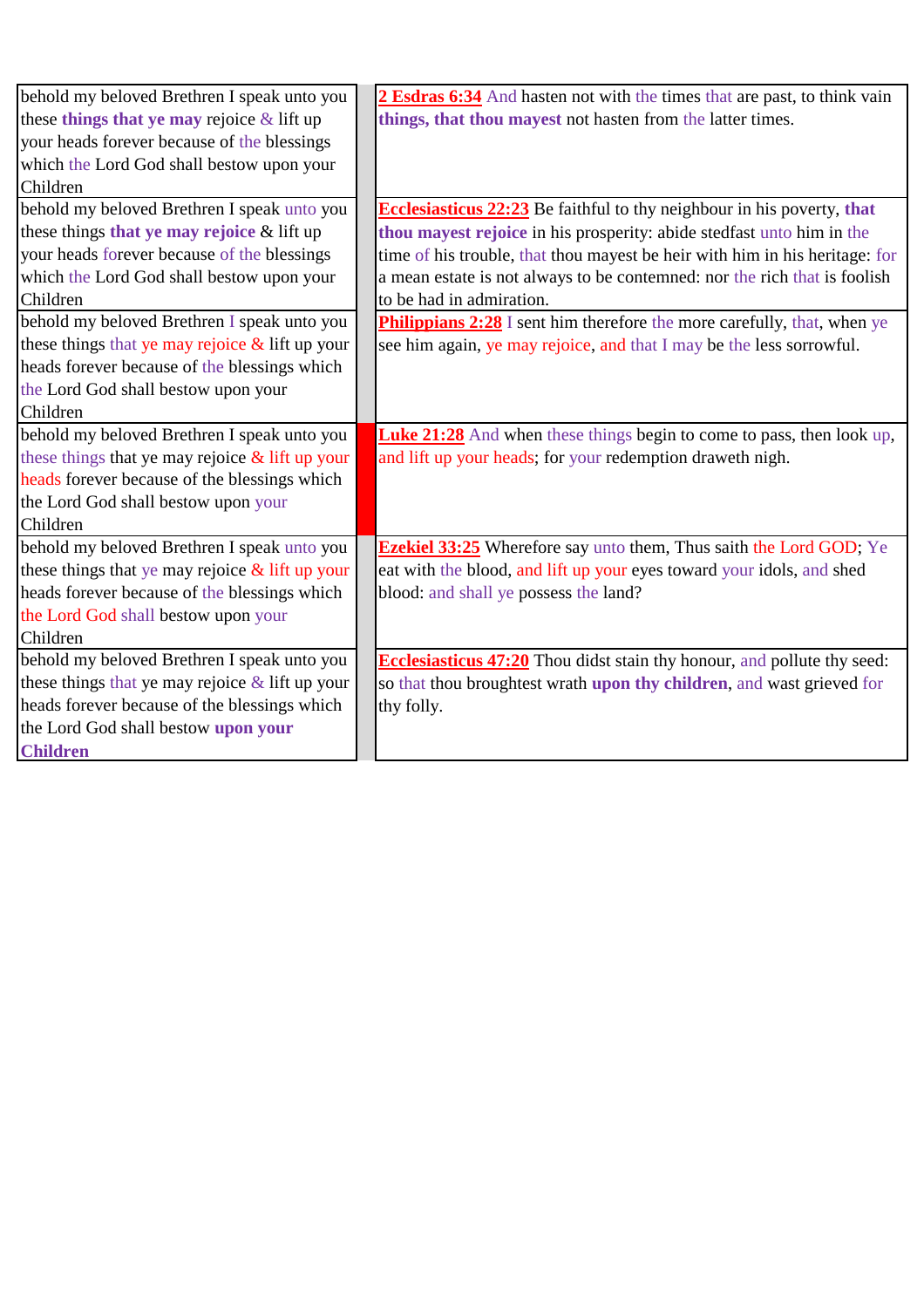| | | |
|---|---|---|
| behold my beloved Brethren I speak unto you these **things that ye may** rejoice & lift up your heads forever because of the blessings which the Lord God shall bestow upon your Children | | **2 Esdras 6:34** And hasten not with the times that are past, to think vain **things, that thou mayest** not hasten from the latter times. |
| behold my beloved Brethren I speak unto you these things **that ye may rejoice** & lift up your heads forever because of the blessings which the Lord God shall bestow upon your Children | | **Ecclesiasticus 22:23** Be faithful to thy neighbour in his poverty, **that thou mayest rejoice** in his prosperity: abide stedfast unto him in the time of his trouble, that thou mayest be heir with him in his heritage: for a mean estate is not always to be contemned: nor the rich that is foolish to be had in admiration. |
| behold my beloved Brethren I speak unto you these things that ye may rejoice & lift up your heads forever because of the blessings which the Lord God shall bestow upon your Children | | **Philippians 2:28** I sent him therefore the more carefully, that, when ye see him again, ye may rejoice, and that I may be the less sorrowful. |
| behold my beloved Brethren I speak unto you these things that ye may rejoice & lift up your heads forever because of the blessings which the Lord God shall bestow upon your Children | | **Luke 21:28** And when these things begin to come to pass, then look up, and lift up your heads; for your redemption draweth nigh. |
| behold my beloved Brethren I speak unto you these things that ye may rejoice & lift up your heads forever because of the blessings which the Lord God shall bestow upon your Children | | **Ezekiel 33:25** Wherefore say unto them, Thus saith the Lord GOD; Ye eat with the blood, and lift up your eyes toward your idols, and shed blood: and shall ye possess the land? |
| behold my beloved Brethren I speak unto you these things that ye may rejoice & lift up your heads forever because of the blessings which the Lord God shall bestow **upon your Children** | | **Ecclesiasticus 47:20** Thou didst stain thy honour, and pollute thy seed: so that thou broughtest wrath **upon thy children**, and wast grieved for thy folly. |